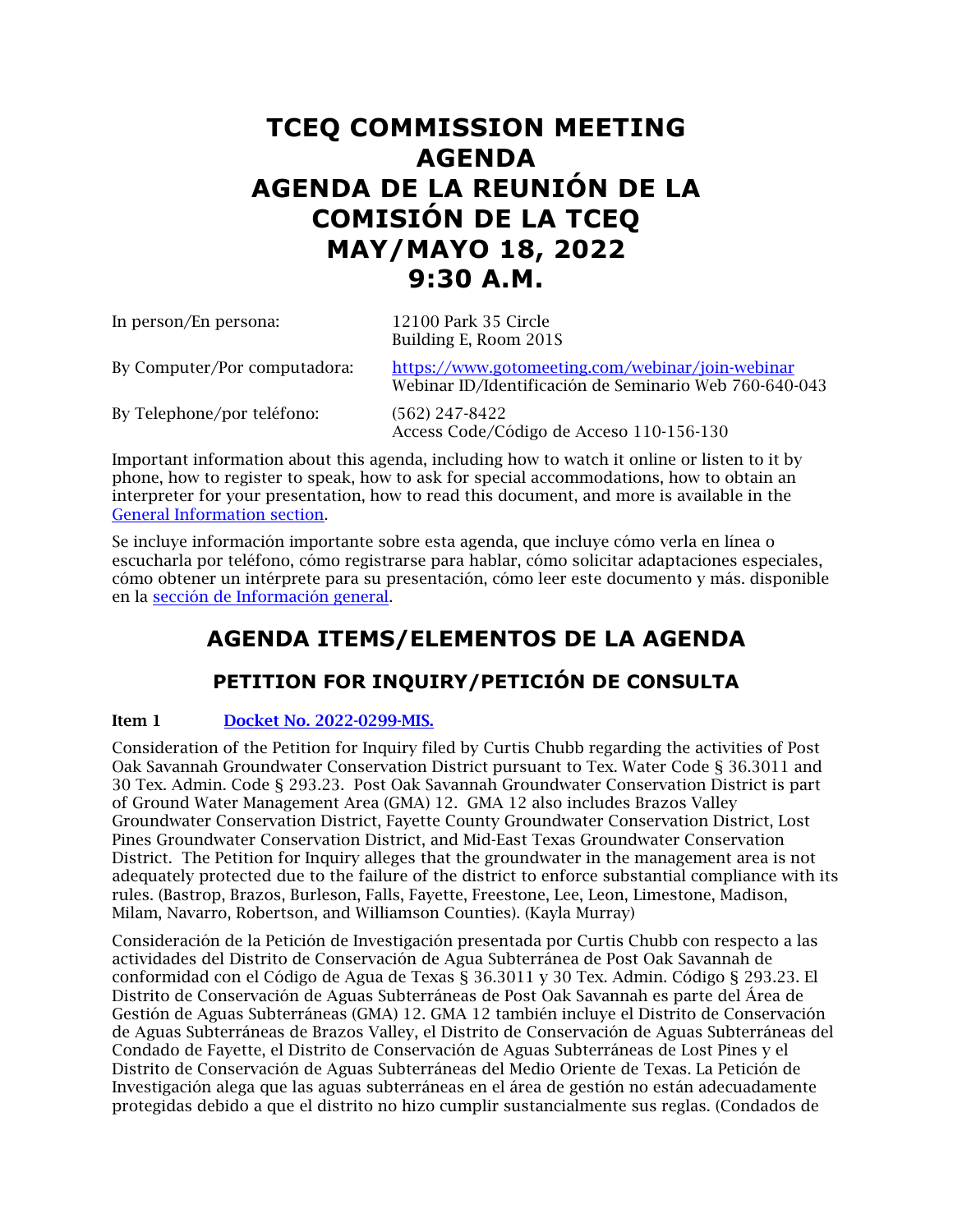# TCEQ COMMISSION MEETING AGENDA
# AGENDA DE LA REUNIÓN DE LA COMISIÓN DE LA TCEQ
# MAY/MAYO 18, 2022
# 9:30 A.M.

| | |
|---|---|
| In person/En persona: | 12100 Park 35 Circle<br>Building E, Room 201S |
| By Computer/Por computadora: | [https://www.gotomeeting.com/webinar/join-webinar](https://www.gotomeeting.com/webinar/join-webinar)<br>Webinar ID/Identificación de Seminario Web 760-640-043 |
| By Telephone/por teléfono: | (562) 247-8422<br>Access Code/Código de Acceso 110-156-130 |

Important information about this agenda, including how to watch it online or listen to it by phone, how to register to speak, how to ask for special accommodations, how to obtain an interpreter for your presentation, how to read this document, and more is available in the [General Information section](#).

Se incluye información importante sobre esta agenda, que incluye cómo verla en línea o escucharla por teléfono, cómo registrarse para hablar, cómo solicitar adaptaciones especiales, cómo obtener un intérprete para su presentación, cómo leer este documento y más. disponible en la [sección de Información general](#).

## AGENDA ITEMS/ELEMENTOS DE LA AGENDA

### PETITION FOR INQUIRY/PETICIÓN DE CONSULTA

**Item 1** [Docket No. 2022-0299-MIS.](#)

Consideration of the Petition for Inquiry filed by Curtis Chubb regarding the activities of Post Oak Savannah Groundwater Conservation District pursuant to Tex. Water Code § 36.3011 and 30 Tex. Admin. Code § 293.23. Post Oak Savannah Groundwater Conservation District is part of Ground Water Management Area (GMA) 12. GMA 12 also includes Brazos Valley Groundwater Conservation District, Fayette County Groundwater Conservation District, Lost Pines Groundwater Conservation District, and Mid-East Texas Groundwater Conservation District. The Petition for Inquiry alleges that the groundwater in the management area is not adequately protected due to the failure of the district to enforce substantial compliance with its rules. (Bastrop, Brazos, Burleson, Falls, Fayette, Freestone, Lee, Leon, Limestone, Madison, Milam, Navarro, Robertson, and Williamson Counties). (Kayla Murray)

Consideración de la Petición de Investigación presentada por Curtis Chubb con respecto a las actividades del Distrito de Conservación de Agua Subterránea de Post Oak Savannah de conformidad con el Código de Agua de Texas § 36.3011 y 30 Tex. Admin. Código § 293.23. El Distrito de Conservación de Aguas Subterráneas de Post Oak Savannah es parte del Área de Gestión de Aguas Subterráneas (GMA) 12. GMA 12 también incluye el Distrito de Conservación de Aguas Subterráneas de Brazos Valley, el Distrito de Conservación de Aguas Subterráneas del Condado de Fayette, el Distrito de Conservación de Aguas Subterráneas de Lost Pines y el Distrito de Conservación de Aguas Subterráneas del Medio Oriente de Texas. La Petición de Investigación alega que las aguas subterráneas en el área de gestión no están adecuadamente protegidas debido a que el distrito no hizo cumplir sustancialmente sus reglas. (Condados de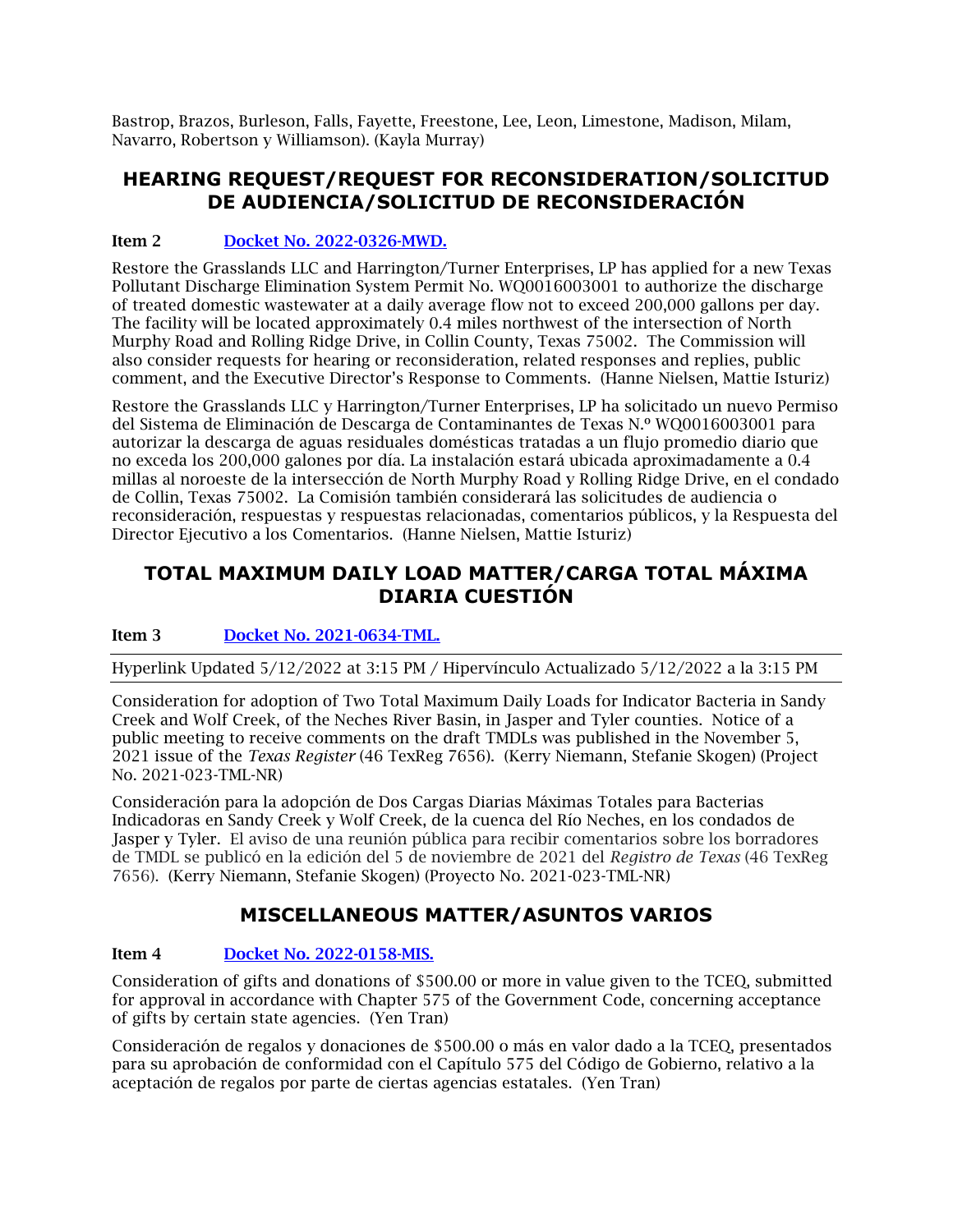Bastrop, Brazos, Burleson, Falls, Fayette, Freestone, Lee, Leon, Limestone, Madison, Milam, Navarro, Robertson y Williamson). (Kayla Murray)

## HEARING REQUEST/REQUEST FOR RECONSIDERATION/SOLICITUD DE AUDIENCIA/SOLICITUD DE RECONSIDERACIÓN

**Item 2** [Docket No. 2022-0326-MWD.]()

Restore the Grasslands LLC and Harrington/Turner Enterprises, LP has applied for a new Texas Pollutant Discharge Elimination System Permit No. WQ0016003001 to authorize the discharge of treated domestic wastewater at a daily average flow not to exceed 200,000 gallons per day. The facility will be located approximately 0.4 miles northwest of the intersection of North Murphy Road and Rolling Ridge Drive, in Collin County, Texas 75002. The Commission will also consider requests for hearing or reconsideration, related responses and replies, public comment, and the Executive Director's Response to Comments. (Hanne Nielsen, Mattie Isturiz)

Restore the Grasslands LLC y Harrington/Turner Enterprises, LP ha solicitado un nuevo Permiso del Sistema de Eliminación de Descarga de Contaminantes de Texas N.º WQ0016003001 para autorizar la descarga de aguas residuales domésticas tratadas a un flujo promedio diario que no exceda los 200,000 galones por día. La instalación estará ubicada aproximadamente a 0.4 millas al noroeste de la intersección de North Murphy Road y Rolling Ridge Drive, en el condado de Collin, Texas 75002. La Comisión también considerará las solicitudes de audiencia o reconsideración, respuestas y respuestas relacionadas, comentarios públicos, y la Respuesta del Director Ejecutivo a los Comentarios. (Hanne Nielsen, Mattie Isturiz)

## TOTAL MAXIMUM DAILY LOAD MATTER/CARGA TOTAL MÁXIMA DIARIA CUESTIÓN

**Item 3** [Docket No. 2021-0634-TML.]()

Hyperlink Updated 5/12/2022 at 3:15 PM / Hipervínculo Actualizado 5/12/2022 a la 3:15 PM

Consideration for adoption of Two Total Maximum Daily Loads for Indicator Bacteria in Sandy Creek and Wolf Creek, of the Neches River Basin, in Jasper and Tyler counties. Notice of a public meeting to receive comments on the draft TMDLs was published in the November 5, 2021 issue of the *Texas Register* (46 TexReg 7656). (Kerry Niemann, Stefanie Skogen) (Project No. 2021-023-TML-NR)

Consideración para la adopción de Dos Cargas Diarias Máximas Totales para Bacterias Indicadoras en Sandy Creek y Wolf Creek, de la cuenca del Río Neches, en los condados de Jasper y Tyler. El aviso de una reunión pública para recibir comentarios sobre los borradores de TMDL se publicó en la edición del 5 de noviembre de 2021 del *Registro de Texas* (46 TexReg 7656). (Kerry Niemann, Stefanie Skogen) (Proyecto No. 2021-023-TML-NR)

## MISCELLANEOUS MATTER/ASUNTOS VARIOS

**Item 4** [Docket No. 2022-0158-MIS.]()

Consideration of gifts and donations of $500.00 or more in value given to the TCEQ, submitted for approval in accordance with Chapter 575 of the Government Code, concerning acceptance of gifts by certain state agencies. (Yen Tran)

Consideración de regalos y donaciones de $500.00 o más en valor dado a la TCEQ, presentados para su aprobación de conformidad con el Capítulo 575 del Código de Gobierno, relativo a la aceptación de regalos por parte de ciertas agencias estatales. (Yen Tran)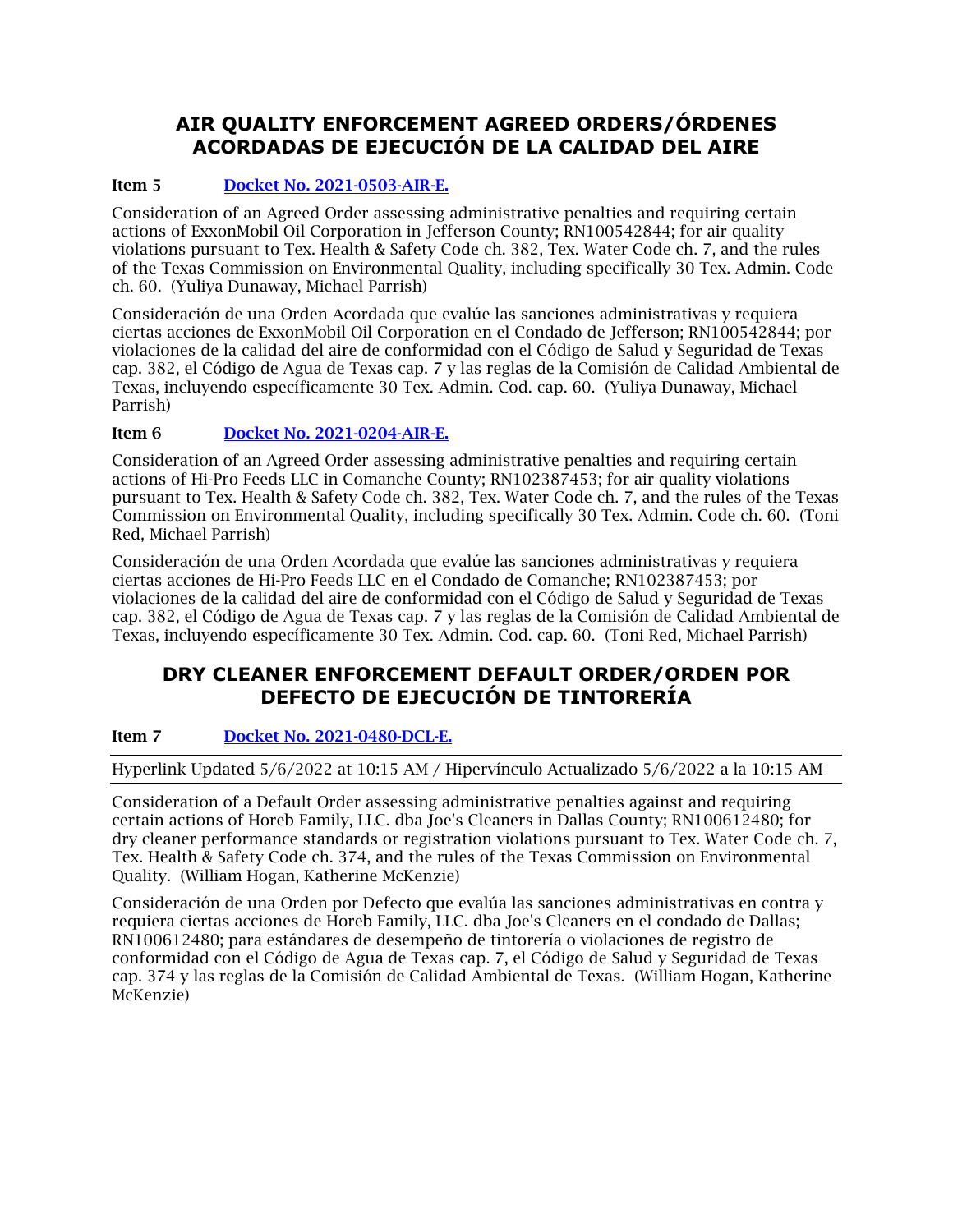## AIR QUALITY ENFORCEMENT AGREED ORDERS/ÓRDENES ACORDADAS DE EJECUCIÓN DE LA CALIDAD DEL AIRE

**Item 5** Docket No. 2021-0503-AIR-E.

Consideration of an Agreed Order assessing administrative penalties and requiring certain actions of ExxonMobil Oil Corporation in Jefferson County; RN100542844; for air quality violations pursuant to Tex. Health & Safety Code ch. 382, Tex. Water Code ch. 7, and the rules of the Texas Commission on Environmental Quality, including specifically 30 Tex. Admin. Code ch. 60. (Yuliya Dunaway, Michael Parrish)

Consideración de una Orden Acordada que evalúe las sanciones administrativas y requiera ciertas acciones de ExxonMobil Oil Corporation en el Condado de Jefferson; RN100542844; por violaciones de la calidad del aire de conformidad con el Código de Salud y Seguridad de Texas cap. 382, el Código de Agua de Texas cap. 7 y las reglas de la Comisión de Calidad Ambiental de Texas, incluyendo específicamente 30 Tex. Admin. Cod. cap. 60. (Yuliya Dunaway, Michael Parrish)

**Item 6** Docket No. 2021-0204-AIR-E.

Consideration of an Agreed Order assessing administrative penalties and requiring certain actions of Hi-Pro Feeds LLC in Comanche County; RN102387453; for air quality violations pursuant to Tex. Health & Safety Code ch. 382, Tex. Water Code ch. 7, and the rules of the Texas Commission on Environmental Quality, including specifically 30 Tex. Admin. Code ch. 60. (Toni Red, Michael Parrish)

Consideración de una Orden Acordada que evalúe las sanciones administrativas y requiera ciertas acciones de Hi-Pro Feeds LLC en el Condado de Comanche; RN102387453; por violaciones de la calidad del aire de conformidad con el Código de Salud y Seguridad de Texas cap. 382, el Código de Agua de Texas cap. 7 y las reglas de la Comisión de Calidad Ambiental de Texas, incluyendo específicamente 30 Tex. Admin. Cod. cap. 60. (Toni Red, Michael Parrish)

## DRY CLEANER ENFORCEMENT DEFAULT ORDER/ORDEN POR DEFECTO DE EJECUCIÓN DE TINTORERÍA

**Item 7** Docket No. 2021-0480-DCL-E.

Hyperlink Updated 5/6/2022 at 10:15 AM / Hipervínculo Actualizado 5/6/2022 a la 10:15 AM

Consideration of a Default Order assessing administrative penalties against and requiring certain actions of Horeb Family, LLC. dba Joe's Cleaners in Dallas County; RN100612480; for dry cleaner performance standards or registration violations pursuant to Tex. Water Code ch. 7, Tex. Health & Safety Code ch. 374, and the rules of the Texas Commission on Environmental Quality. (William Hogan, Katherine McKenzie)

Consideración de una Orden por Defecto que evalúa las sanciones administrativas en contra y requiera ciertas acciones de Horeb Family, LLC. dba Joe's Cleaners en el condado de Dallas; RN100612480; para estándares de desempeño de tintorería o violaciones de registro de conformidad con el Código de Agua de Texas cap. 7, el Código de Salud y Seguridad de Texas cap. 374 y las reglas de la Comisión de Calidad Ambiental de Texas. (William Hogan, Katherine McKenzie)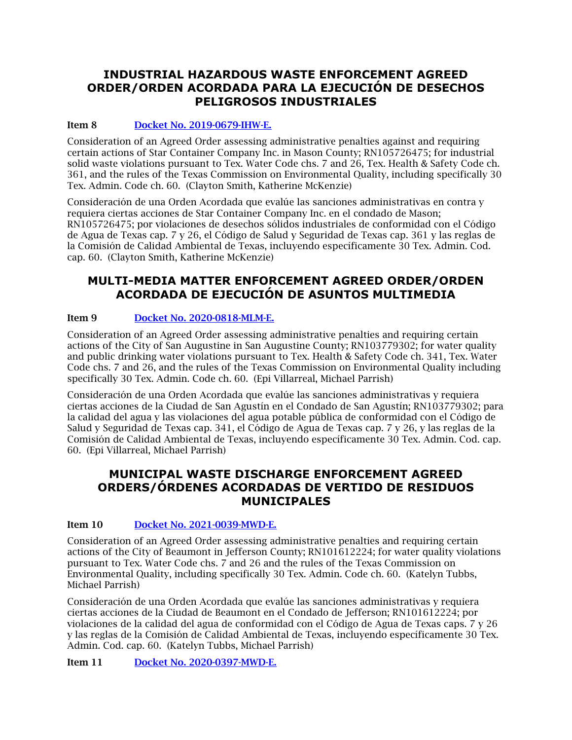## INDUSTRIAL HAZARDOUS WASTE ENFORCEMENT AGREED ORDER/ORDEN ACORDADA PARA LA EJECUCIÓN DE DESECHOS PELIGROSOS INDUSTRIALES

**Item 8** [Docket No. 2019-0679-IHW-E.]

Consideration of an Agreed Order assessing administrative penalties against and requiring certain actions of Star Container Company Inc. in Mason County; RN105726475; for industrial solid waste violations pursuant to Tex. Water Code chs. 7 and 26, Tex. Health & Safety Code ch. 361, and the rules of the Texas Commission on Environmental Quality, including specifically 30 Tex. Admin. Code ch. 60. (Clayton Smith, Katherine McKenzie)

Consideración de una Orden Acordada que evalúe las sanciones administrativas en contra y requiera ciertas acciones de Star Container Company Inc. en el condado de Mason; RN105726475; por violaciones de desechos sólidos industriales de conformidad con el Código de Agua de Texas cap. 7 y 26, el Código de Salud y Seguridad de Texas cap. 361 y las reglas de la Comisión de Calidad Ambiental de Texas, incluyendo específicamente 30 Tex. Admin. Cod. cap. 60. (Clayton Smith, Katherine McKenzie)

## MULTI-MEDIA MATTER ENFORCEMENT AGREED ORDER/ORDEN ACORDADA DE EJECUCIÓN DE ASUNTOS MULTIMEDIA

**Item 9** [Docket No. 2020-0818-MLM-E.]

Consideration of an Agreed Order assessing administrative penalties and requiring certain actions of the City of San Augustine in San Augustine County; RN103779302; for water quality and public drinking water violations pursuant to Tex. Health & Safety Code ch. 341, Tex. Water Code chs. 7 and 26, and the rules of the Texas Commission on Environmental Quality including specifically 30 Tex. Admin. Code ch. 60. (Epi Villarreal, Michael Parrish)

Consideración de una Orden Acordada que evalúe las sanciones administrativas y requiera ciertas acciones de la Ciudad de San Agustín en el Condado de San Agustín; RN103779302; para la calidad del agua y las violaciones del agua potable pública de conformidad con el Código de Salud y Seguridad de Texas cap. 341, el Código de Agua de Texas cap. 7 y 26, y las reglas de la Comisión de Calidad Ambiental de Texas, incluyendo específicamente 30 Tex. Admin. Cod. cap. 60. (Epi Villarreal, Michael Parrish)

## MUNICIPAL WASTE DISCHARGE ENFORCEMENT AGREED ORDERS/ÓRDENES ACORDADAS DE VERTIDO DE RESIDUOS MUNICIPALES

**Item 10** [Docket No. 2021-0039-MWD-E.]

Consideration of an Agreed Order assessing administrative penalties and requiring certain actions of the City of Beaumont in Jefferson County; RN101612224; for water quality violations pursuant to Tex. Water Code chs. 7 and 26 and the rules of the Texas Commission on Environmental Quality, including specifically 30 Tex. Admin. Code ch. 60. (Katelyn Tubbs, Michael Parrish)

Consideración de una Orden Acordada que evalúe las sanciones administrativas y requiera ciertas acciones de la Ciudad de Beaumont en el Condado de Jefferson; RN101612224; por violaciones de la calidad del agua de conformidad con el Código de Agua de Texas caps. 7 y 26 y las reglas de la Comisión de Calidad Ambiental de Texas, incluyendo específicamente 30 Tex. Admin. Cod. cap. 60. (Katelyn Tubbs, Michael Parrish)

**Item 11** [Docket No. 2020-0397-MWD-E.]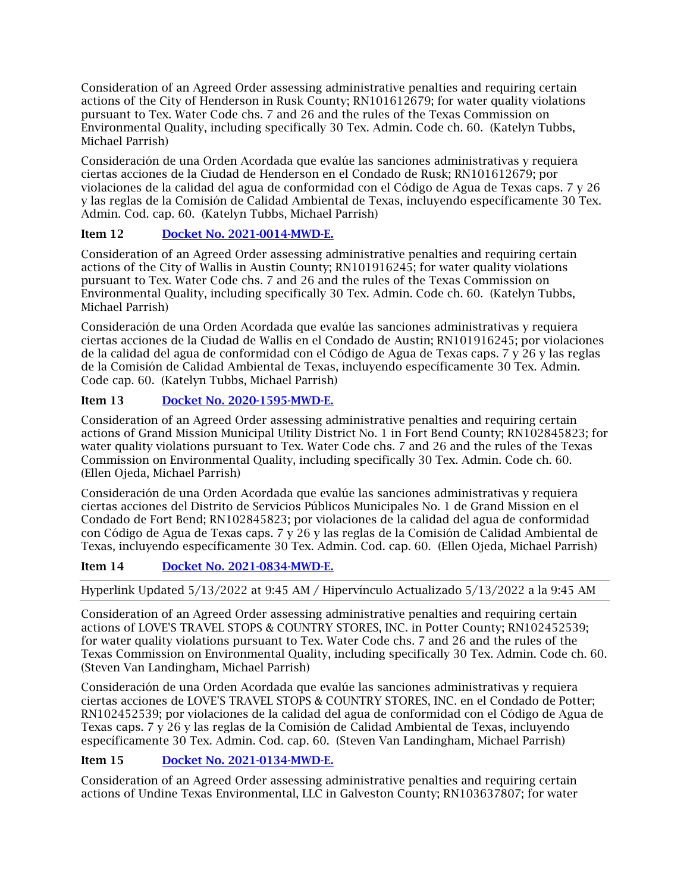Consideration of an Agreed Order assessing administrative penalties and requiring certain actions of the City of Henderson in Rusk County; RN101612679; for water quality violations pursuant to Tex. Water Code chs. 7 and 26 and the rules of the Texas Commission on Environmental Quality, including specifically 30 Tex. Admin. Code ch. 60. (Katelyn Tubbs, Michael Parrish)

Consideración de una Orden Acordada que evalúe las sanciones administrativas y requiera ciertas acciones de la Ciudad de Henderson en el Condado de Rusk; RN101612679; por violaciones de la calidad del agua de conformidad con el Código de Agua de Texas caps. 7 y 26 y las reglas de la Comisión de Calidad Ambiental de Texas, incluyendo específicamente 30 Tex. Admin. Cod. cap. 60. (Katelyn Tubbs, Michael Parrish)

**Item 12** [Docket No. 2021-0014-MWD-E.]

Consideration of an Agreed Order assessing administrative penalties and requiring certain actions of the City of Wallis in Austin County; RN101916245; for water quality violations pursuant to Tex. Water Code chs. 7 and 26 and the rules of the Texas Commission on Environmental Quality, including specifically 30 Tex. Admin. Code ch. 60. (Katelyn Tubbs, Michael Parrish)

Consideración de una Orden Acordada que evalúe las sanciones administrativas y requiera ciertas acciones de la Ciudad de Wallis en el Condado de Austin; RN101916245; por violaciones de la calidad del agua de conformidad con el Código de Agua de Texas caps. 7 y 26 y las reglas de la Comisión de Calidad Ambiental de Texas, incluyendo específicamente 30 Tex. Admin. Code cap. 60. (Katelyn Tubbs, Michael Parrish)

**Item 13** [Docket No. 2020-1595-MWD-E.]

Consideration of an Agreed Order assessing administrative penalties and requiring certain actions of Grand Mission Municipal Utility District No. 1 in Fort Bend County; RN102845823; for water quality violations pursuant to Tex. Water Code chs. 7 and 26 and the rules of the Texas Commission on Environmental Quality, including specifically 30 Tex. Admin. Code ch. 60. (Ellen Ojeda, Michael Parrish)

Consideración de una Orden Acordada que evalúe las sanciones administrativas y requiera ciertas acciones del Distrito de Servicios Públicos Municipales No. 1 de Grand Mission en el Condado de Fort Bend; RN102845823; por violaciones de la calidad del agua de conformidad con Código de Agua de Texas caps. 7 y 26 y las reglas de la Comisión de Calidad Ambiental de Texas, incluyendo específicamente 30 Tex. Admin. Cod. cap. 60. (Ellen Ojeda, Michael Parrish)

**Item 14** [Docket No. 2021-0834-MWD-E.]

Hyperlink Updated 5/13/2022 at 9:45 AM / Hipervínculo Actualizado 5/13/2022 a la 9:45 AM

Consideration of an Agreed Order assessing administrative penalties and requiring certain actions of LOVE'S TRAVEL STOPS & COUNTRY STORES, INC. in Potter County; RN102452539; for water quality violations pursuant to Tex. Water Code chs. 7 and 26 and the rules of the Texas Commission on Environmental Quality, including specifically 30 Tex. Admin. Code ch. 60. (Steven Van Landingham, Michael Parrish)

Consideración de una Orden Acordada que evalúe las sanciones administrativas y requiera ciertas acciones de LOVE'S TRAVEL STOPS & COUNTRY STORES, INC. en el Condado de Potter; RN102452539; por violaciones de la calidad del agua de conformidad con el Código de Agua de Texas caps. 7 y 26 y las reglas de la Comisión de Calidad Ambiental de Texas, incluyendo específicamente 30 Tex. Admin. Cod. cap. 60. (Steven Van Landingham, Michael Parrish)

**Item 15** [Docket No. 2021-0134-MWD-E.]

Consideration of an Agreed Order assessing administrative penalties and requiring certain actions of Undine Texas Environmental, LLC in Galveston County; RN103637807; for water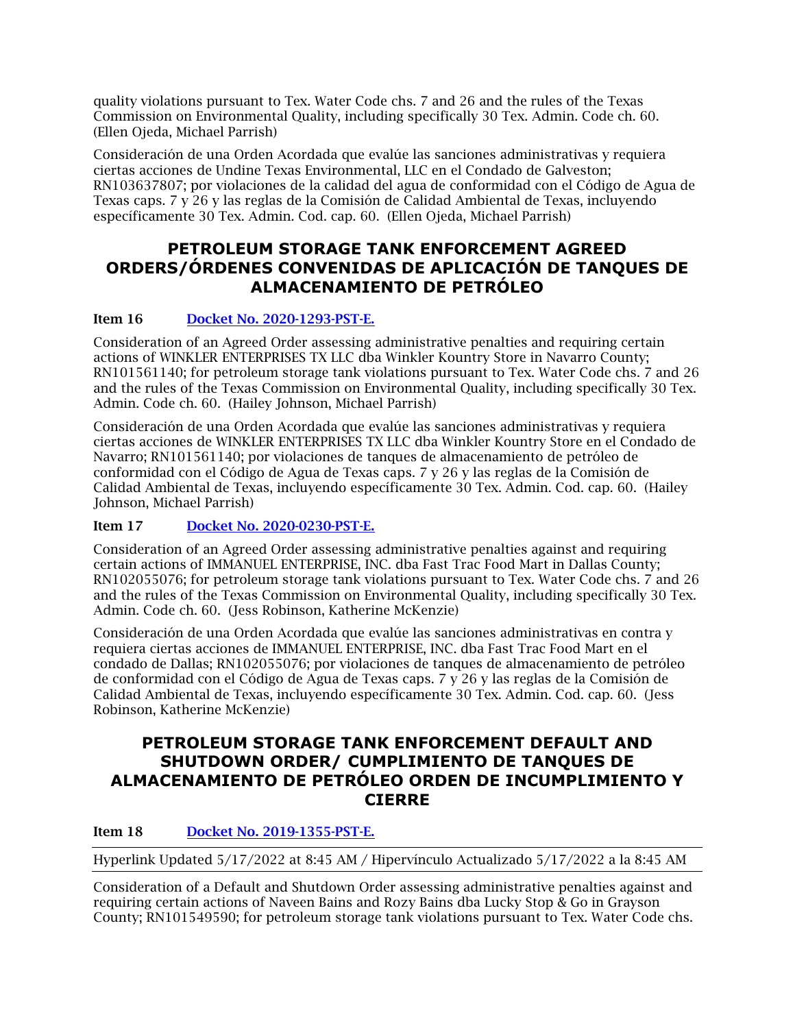quality violations pursuant to Tex. Water Code chs. 7 and 26 and the rules of the Texas Commission on Environmental Quality, including specifically 30 Tex. Admin. Code ch. 60. (Ellen Ojeda, Michael Parrish)

Consideración de una Orden Acordada que evalúe las sanciones administrativas y requiera ciertas acciones de Undine Texas Environmental, LLC en el Condado de Galveston; RN103637807; por violaciones de la calidad del agua de conformidad con el Código de Agua de Texas caps. 7 y 26 y las reglas de la Comisión de Calidad Ambiental de Texas, incluyendo específicamente 30 Tex. Admin. Cod. cap. 60. (Ellen Ojeda, Michael Parrish)

## PETROLEUM STORAGE TANK ENFORCEMENT AGREED ORDERS/ÓRDENES CONVENIDAS DE APLICACIÓN DE TANQUES DE ALMACENAMIENTO DE PETRÓLEO

**Item 16** [Docket No. 2020-1293-PST-E.]

Consideration of an Agreed Order assessing administrative penalties and requiring certain actions of WINKLER ENTERPRISES TX LLC dba Winkler Kountry Store in Navarro County; RN101561140; for petroleum storage tank violations pursuant to Tex. Water Code chs. 7 and 26 and the rules of the Texas Commission on Environmental Quality, including specifically 30 Tex. Admin. Code ch. 60. (Hailey Johnson, Michael Parrish)

Consideración de una Orden Acordada que evalúe las sanciones administrativas y requiera ciertas acciones de WINKLER ENTERPRISES TX LLC dba Winkler Kountry Store en el Condado de Navarro; RN101561140; por violaciones de tanques de almacenamiento de petróleo de conformidad con el Código de Agua de Texas caps. 7 y 26 y las reglas de la Comisión de Calidad Ambiental de Texas, incluyendo específicamente 30 Tex. Admin. Cod. cap. 60. (Hailey Johnson, Michael Parrish)

**Item 17** [Docket No. 2020-0230-PST-E.]

Consideration of an Agreed Order assessing administrative penalties against and requiring certain actions of IMMANUEL ENTERPRISE, INC. dba Fast Trac Food Mart in Dallas County; RN102055076; for petroleum storage tank violations pursuant to Tex. Water Code chs. 7 and 26 and the rules of the Texas Commission on Environmental Quality, including specifically 30 Tex. Admin. Code ch. 60. (Jess Robinson, Katherine McKenzie)

Consideración de una Orden Acordada que evalúe las sanciones administrativas en contra y requiera ciertas acciones de IMMANUEL ENTERPRISE, INC. dba Fast Trac Food Mart en el condado de Dallas; RN102055076; por violaciones de tanques de almacenamiento de petróleo de conformidad con el Código de Agua de Texas caps. 7 y 26 y las reglas de la Comisión de Calidad Ambiental de Texas, incluyendo específicamente 30 Tex. Admin. Cod. cap. 60. (Jess Robinson, Katherine McKenzie)

## PETROLEUM STORAGE TANK ENFORCEMENT DEFAULT AND SHUTDOWN ORDER/ CUMPLIMIENTO DE TANQUES DE ALMACENAMIENTO DE PETRÓLEO ORDEN DE INCUMPLIMIENTO Y CIERRE

**Item 18** [Docket No. 2019-1355-PST-E.]

Hyperlink Updated 5/17/2022 at 8:45 AM / Hipervínculo Actualizado 5/17/2022 a la 8:45 AM

Consideration of a Default and Shutdown Order assessing administrative penalties against and requiring certain actions of Naveen Bains and Rozy Bains dba Lucky Stop & Go in Grayson County; RN101549590; for petroleum storage tank violations pursuant to Tex. Water Code chs.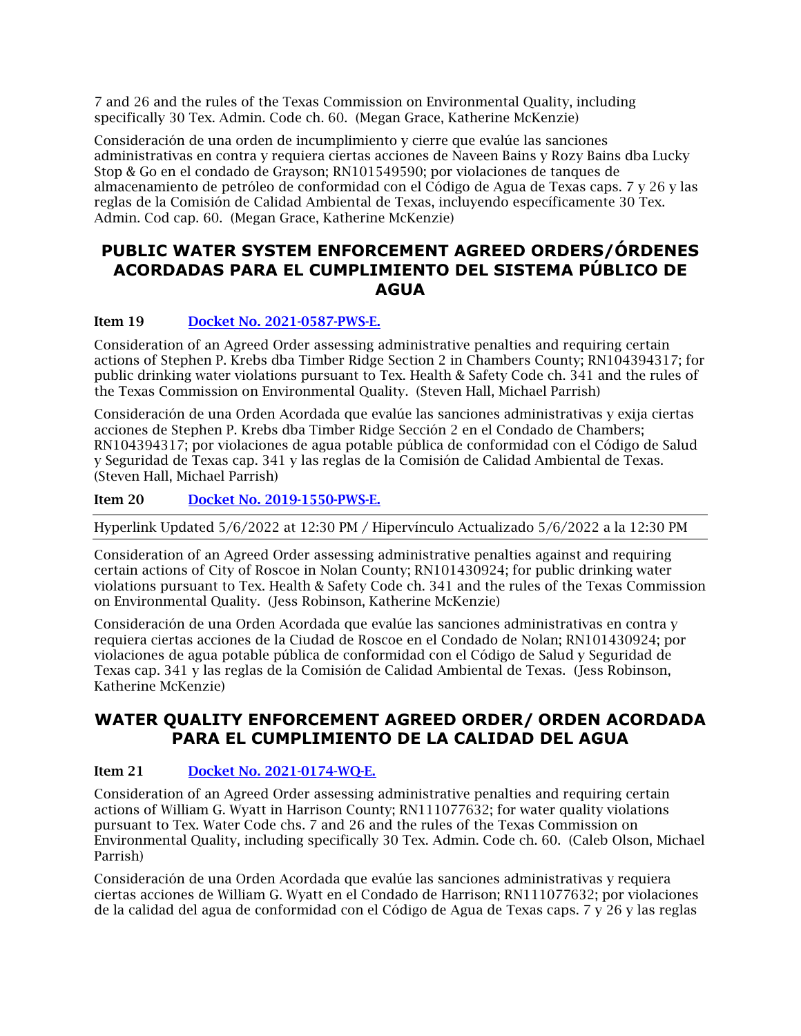7 and 26 and the rules of the Texas Commission on Environmental Quality, including specifically 30 Tex. Admin. Code ch. 60.  (Megan Grace, Katherine McKenzie)

Consideración de una orden de incumplimiento y cierre que evalúe las sanciones administrativas en contra y requiera ciertas acciones de Naveen Bains y Rozy Bains dba Lucky Stop & Go en el condado de Grayson; RN101549590; por violaciones de tanques de almacenamiento de petróleo de conformidad con el Código de Agua de Texas caps. 7 y 26 y las reglas de la Comisión de Calidad Ambiental de Texas, incluyendo específicamente 30 Tex. Admin. Cod cap. 60.  (Megan Grace, Katherine McKenzie)

## PUBLIC WATER SYSTEM ENFORCEMENT AGREED ORDERS/ÓRDENES ACORDADAS PARA EL CUMPLIMIENTO DEL SISTEMA PÚBLICO DE AGUA

**Item 19** Docket No. 2021-0587-PWS-E.

Consideration of an Agreed Order assessing administrative penalties and requiring certain actions of Stephen P. Krebs dba Timber Ridge Section 2 in Chambers County; RN104394317; for public drinking water violations pursuant to Tex. Health & Safety Code ch. 341 and the rules of the Texas Commission on Environmental Quality.  (Steven Hall, Michael Parrish)

Consideración de una Orden Acordada que evalúe las sanciones administrativas y exija ciertas acciones de Stephen P. Krebs dba Timber Ridge Sección 2 en el Condado de Chambers; RN104394317; por violaciones de agua potable pública de conformidad con el Código de Salud y Seguridad de Texas cap. 341 y las reglas de la Comisión de Calidad Ambiental de Texas. (Steven Hall, Michael Parrish)

**Item 20** Docket No. 2019-1550-PWS-E.

Hyperlink Updated 5/6/2022 at 12:30 PM / Hipervínculo Actualizado 5/6/2022 a la 12:30 PM

Consideration of an Agreed Order assessing administrative penalties against and requiring certain actions of City of Roscoe in Nolan County; RN101430924; for public drinking water violations pursuant to Tex. Health & Safety Code ch. 341 and the rules of the Texas Commission on Environmental Quality.  (Jess Robinson, Katherine McKenzie)

Consideración de una Orden Acordada que evalúe las sanciones administrativas en contra y requiera ciertas acciones de la Ciudad de Roscoe en el Condado de Nolan; RN101430924; por violaciones de agua potable pública de conformidad con el Código de Salud y Seguridad de Texas cap. 341 y las reglas de la Comisión de Calidad Ambiental de Texas.  (Jess Robinson, Katherine McKenzie)

## WATER QUALITY ENFORCEMENT AGREED ORDER/ ORDEN ACORDADA PARA EL CUMPLIMIENTO DE LA CALIDAD DEL AGUA

**Item 21** Docket No. 2021-0174-WQ-E.

Consideration of an Agreed Order assessing administrative penalties and requiring certain actions of William G. Wyatt in Harrison County; RN111077632; for water quality violations pursuant to Tex. Water Code chs. 7 and 26 and the rules of the Texas Commission on Environmental Quality, including specifically 30 Tex. Admin. Code ch. 60.  (Caleb Olson, Michael Parrish)

Consideración de una Orden Acordada que evalúe las sanciones administrativas y requiera ciertas acciones de William G. Wyatt en el Condado de Harrison; RN111077632; por violaciones de la calidad del agua de conformidad con el Código de Agua de Texas caps. 7 y 26 y las reglas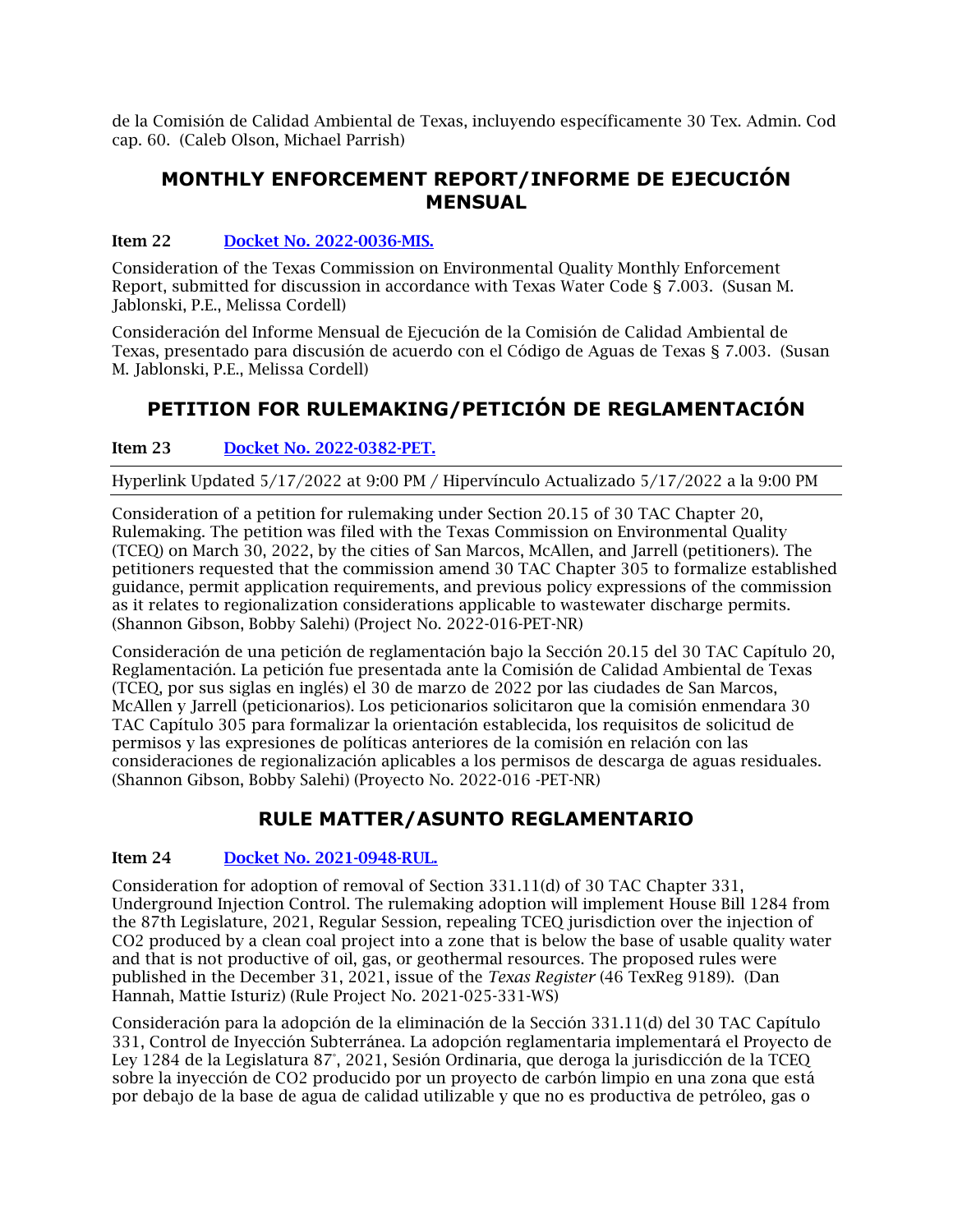de la Comisión de Calidad Ambiental de Texas, incluyendo específicamente 30 Tex. Admin. Cod cap. 60. (Caleb Olson, Michael Parrish)

## MONTHLY ENFORCEMENT REPORT/INFORME DE EJECUCIÓN MENSUAL

**Item 22** [Docket No. 2022-0036-MIS.]

Consideration of the Texas Commission on Environmental Quality Monthly Enforcement Report, submitted for discussion in accordance with Texas Water Code § 7.003. (Susan M. Jablonski, P.E., Melissa Cordell)

Consideración del Informe Mensual de Ejecución de la Comisión de Calidad Ambiental de Texas, presentado para discusión de acuerdo con el Código de Aguas de Texas § 7.003. (Susan M. Jablonski, P.E., Melissa Cordell)

## PETITION FOR RULEMAKING/PETICIÓN DE REGLAMENTACIÓN

**Item 23** [Docket No. 2022-0382-PET.]

Hyperlink Updated 5/17/2022 at 9:00 PM / Hipervínculo Actualizado 5/17/2022 a la 9:00 PM

Consideration of a petition for rulemaking under Section 20.15 of 30 TAC Chapter 20, Rulemaking. The petition was filed with the Texas Commission on Environmental Quality (TCEQ) on March 30, 2022, by the cities of San Marcos, McAllen, and Jarrell (petitioners). The petitioners requested that the commission amend 30 TAC Chapter 305 to formalize established guidance, permit application requirements, and previous policy expressions of the commission as it relates to regionalization considerations applicable to wastewater discharge permits. (Shannon Gibson, Bobby Salehi) (Project No. 2022-016-PET-NR)

Consideración de una petición de reglamentación bajo la Sección 20.15 del 30 TAC Capítulo 20, Reglamentación. La petición fue presentada ante la Comisión de Calidad Ambiental de Texas (TCEQ, por sus siglas en inglés) el 30 de marzo de 2022 por las ciudades de San Marcos, McAllen y Jarrell (peticionarios). Los peticionarios solicitaron que la comisión enmendara 30 TAC Capítulo 305 para formalizar la orientación establecida, los requisitos de solicitud de permisos y las expresiones de políticas anteriores de la comisión en relación con las consideraciones de regionalización aplicables a los permisos de descarga de aguas residuales. (Shannon Gibson, Bobby Salehi) (Proyecto No. 2022-016 -PET-NR)

## RULE MATTER/ASUNTO REGLAMENTARIO

**Item 24** [Docket No. 2021-0948-RUL.]

Consideration for adoption of removal of Section 331.11(d) of 30 TAC Chapter 331, Underground Injection Control. The rulemaking adoption will implement House Bill 1284 from the 87th Legislature, 2021, Regular Session, repealing TCEQ jurisdiction over the injection of $CO_2$ produced by a clean coal project into a zone that is below the base of usable quality water and that is not productive of oil, gas, or geothermal resources. The proposed rules were published in the December 31, 2021, issue of the *Texas Register* (46 TexReg 9189). (Dan Hannah, Mattie Isturiz) (Rule Project No. 2021-025-331-WS)

Consideración para la adopción de la eliminación de la Sección 331.11(d) del 30 TAC Capítulo 331, Control de Inyección Subterránea. La adopción reglamentaria implementará el Proyecto de Ley 1284 de la Legislatura 87°, 2021, Sesión Ordinaria, que deroga la jurisdicción de la TCEQ sobre la inyección de $CO_2$ producido por un proyecto de carbón limpio en una zona que está por debajo de la base de agua de calidad utilizable y que no es productiva de petróleo, gas o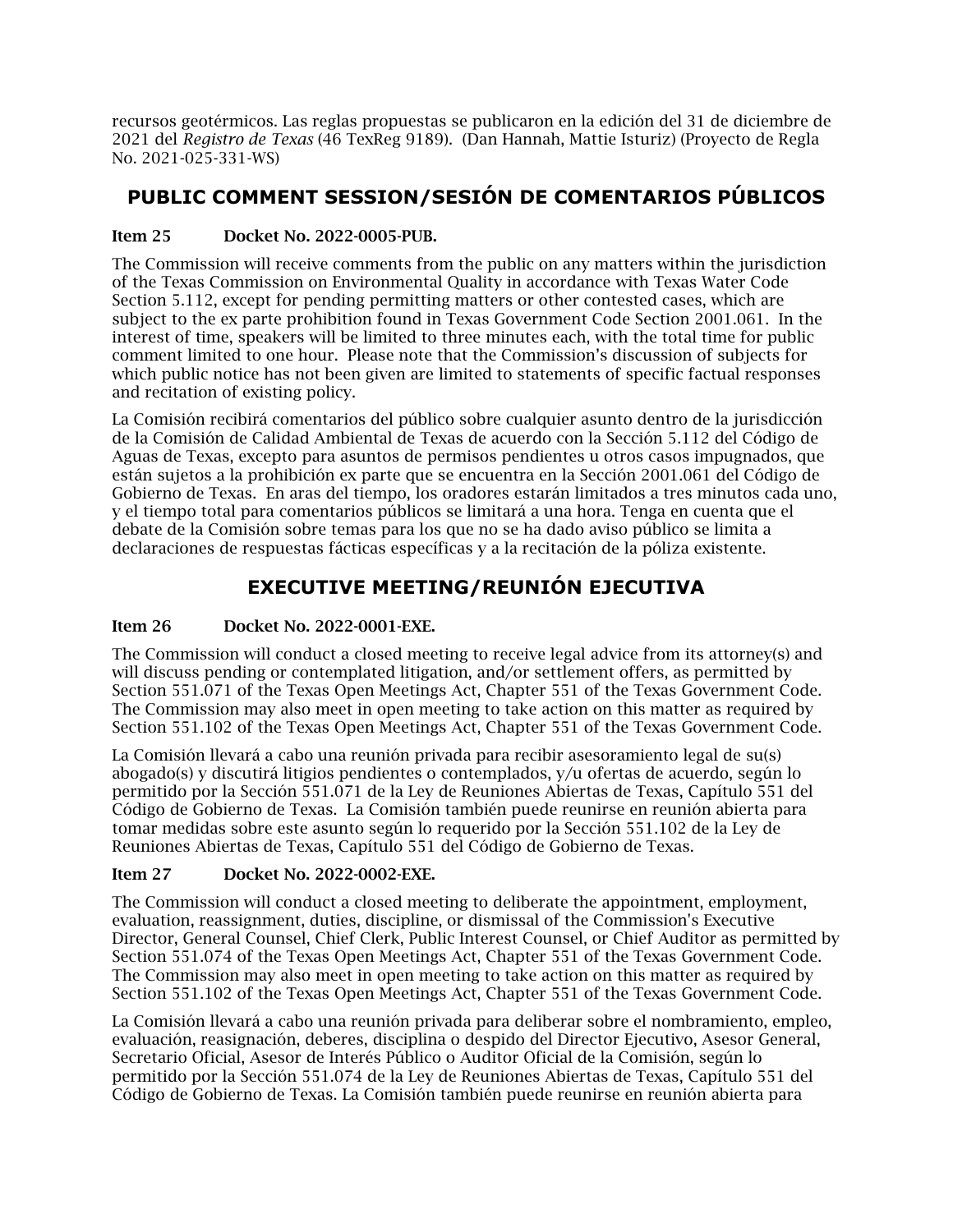recursos geotérmicos. Las reglas propuestas se publicaron en la edición del 31 de diciembre de 2021 del *Registro de Texas* (46 TexReg 9189). (Dan Hannah, Mattie Isturiz) (Proyecto de Regla No. 2021-025-331-WS)

## PUBLIC COMMENT SESSION/SESIÓN DE COMENTARIOS PÚBLICOS

**Item 25 Docket No. 2022-0005-PUB.**

The Commission will receive comments from the public on any matters within the jurisdiction of the Texas Commission on Environmental Quality in accordance with Texas Water Code Section 5.112, except for pending permitting matters or other contested cases, which are subject to the ex parte prohibition found in Texas Government Code Section 2001.061. In the interest of time, speakers will be limited to three minutes each, with the total time for public comment limited to one hour. Please note that the Commission's discussion of subjects for which public notice has not been given are limited to statements of specific factual responses and recitation of existing policy.

La Comisión recibirá comentarios del público sobre cualquier asunto dentro de la jurisdicción de la Comisión de Calidad Ambiental de Texas de acuerdo con la Sección 5.112 del Código de Aguas de Texas, excepto para asuntos de permisos pendientes u otros casos impugnados, que están sujetos a la prohibición ex parte que se encuentra en la Sección 2001.061 del Código de Gobierno de Texas. En aras del tiempo, los oradores estarán limitados a tres minutos cada uno, y el tiempo total para comentarios públicos se limitará a una hora. Tenga en cuenta que el debate de la Comisión sobre temas para los que no se ha dado aviso público se limita a declaraciones de respuestas fácticas específicas y a la recitación de la póliza existente.

## EXECUTIVE MEETING/REUNIÓN EJECUTIVA

**Item 26 Docket No. 2022-0001-EXE.**

The Commission will conduct a closed meeting to receive legal advice from its attorney(s) and will discuss pending or contemplated litigation, and/or settlement offers, as permitted by Section 551.071 of the Texas Open Meetings Act, Chapter 551 of the Texas Government Code. The Commission may also meet in open meeting to take action on this matter as required by Section 551.102 of the Texas Open Meetings Act, Chapter 551 of the Texas Government Code.

La Comisión llevará a cabo una reunión privada para recibir asesoramiento legal de su(s) abogado(s) y discutirá litigios pendientes o contemplados, y/u ofertas de acuerdo, según lo permitido por la Sección 551.071 de la Ley de Reuniones Abiertas de Texas, Capítulo 551 del Código de Gobierno de Texas. La Comisión también puede reunirse en reunión abierta para tomar medidas sobre este asunto según lo requerido por la Sección 551.102 de la Ley de Reuniones Abiertas de Texas, Capítulo 551 del Código de Gobierno de Texas.

**Item 27 Docket No. 2022-0002-EXE.**

The Commission will conduct a closed meeting to deliberate the appointment, employment, evaluation, reassignment, duties, discipline, or dismissal of the Commission's Executive Director, General Counsel, Chief Clerk, Public Interest Counsel, or Chief Auditor as permitted by Section 551.074 of the Texas Open Meetings Act, Chapter 551 of the Texas Government Code. The Commission may also meet in open meeting to take action on this matter as required by Section 551.102 of the Texas Open Meetings Act, Chapter 551 of the Texas Government Code.

La Comisión llevará a cabo una reunión privada para deliberar sobre el nombramiento, empleo, evaluación, reasignación, deberes, disciplina o despido del Director Ejecutivo, Asesor General, Secretario Oficial, Asesor de Interés Público o Auditor Oficial de la Comisión, según lo permitido por la Sección 551.074 de la Ley de Reuniones Abiertas de Texas, Capítulo 551 del Código de Gobierno de Texas. La Comisión también puede reunirse en reunión abierta para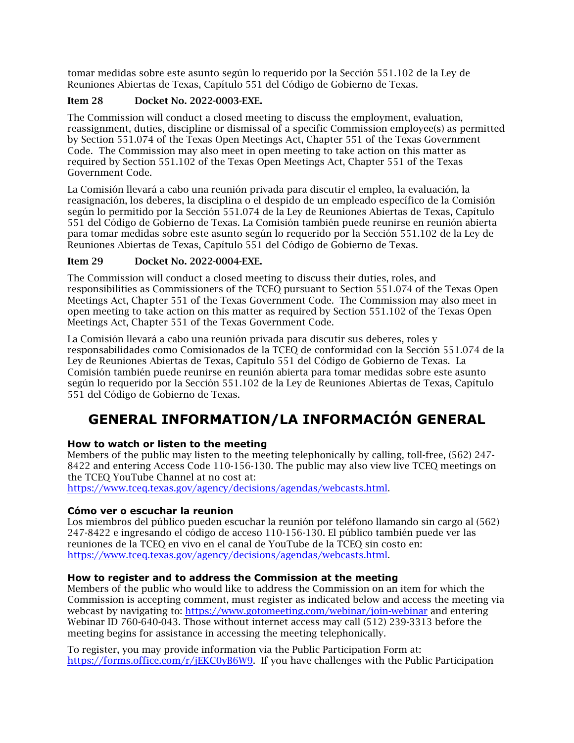tomar medidas sobre este asunto según lo requerido por la Sección 551.102 de la Ley de Reuniones Abiertas de Texas, Capítulo 551 del Código de Gobierno de Texas.

**Item 28 Docket No. 2022-0003-EXE.**

The Commission will conduct a closed meeting to discuss the employment, evaluation, reassignment, duties, discipline or dismissal of a specific Commission employee(s) as permitted by Section 551.074 of the Texas Open Meetings Act, Chapter 551 of the Texas Government Code. The Commission may also meet in open meeting to take action on this matter as required by Section 551.102 of the Texas Open Meetings Act, Chapter 551 of the Texas Government Code.

La Comisión llevará a cabo una reunión privada para discutir el empleo, la evaluación, la reasignación, los deberes, la disciplina o el despido de un empleado específico de la Comisión según lo permitido por la Sección 551.074 de la Ley de Reuniones Abiertas de Texas, Capítulo 551 del Código de Gobierno de Texas. La Comisión también puede reunirse en reunión abierta para tomar medidas sobre este asunto según lo requerido por la Sección 551.102 de la Ley de Reuniones Abiertas de Texas, Capítulo 551 del Código de Gobierno de Texas.

**Item 29 Docket No. 2022-0004-EXE.**

The Commission will conduct a closed meeting to discuss their duties, roles, and responsibilities as Commissioners of the TCEQ pursuant to Section 551.074 of the Texas Open Meetings Act, Chapter 551 of the Texas Government Code. The Commission may also meet in open meeting to take action on this matter as required by Section 551.102 of the Texas Open Meetings Act, Chapter 551 of the Texas Government Code.

La Comisión llevará a cabo una reunión privada para discutir sus deberes, roles y responsabilidades como Comisionados de la TCEQ de conformidad con la Sección 551.074 de la Ley de Reuniones Abiertas de Texas, Capítulo 551 del Código de Gobierno de Texas. La Comisión también puede reunirse en reunión abierta para tomar medidas sobre este asunto según lo requerido por la Sección 551.102 de la Ley de Reuniones Abiertas de Texas, Capítulo 551 del Código de Gobierno de Texas.

# GENERAL INFORMATION/LA INFORMACIÓN GENERAL

**How to watch or listen to the meeting**

Members of the public may listen to the meeting telephonically by calling, toll-free, (562) 247-8422 and entering Access Code 110-156-130. The public may also view live TCEQ meetings on the TCEQ YouTube Channel at no cost at: https://www.tceq.texas.gov/agency/decisions/agendas/webcasts.html.

**Cómo ver o escuchar la reunion**

Los miembros del público pueden escuchar la reunión por teléfono llamando sin cargo al (562) 247-8422 e ingresando el código de acceso 110-156-130. El público también puede ver las reuniones de la TCEQ en vivo en el canal de YouTube de la TCEQ sin costo en: https://www.tceq.texas.gov/agency/decisions/agendas/webcasts.html.

**How to register and to address the Commission at the meeting**

Members of the public who would like to address the Commission on an item for which the Commission is accepting comment, must register as indicated below and access the meeting via webcast by navigating to: https://www.gotomeeting.com/webinar/join-webinar and entering Webinar ID 760-640-043. Those without internet access may call (512) 239-3313 before the meeting begins for assistance in accessing the meeting telephonically.

To register, you may provide information via the Public Participation Form at: https://forms.office.com/r/jEKC0yB6W9. If you have challenges with the Public Participation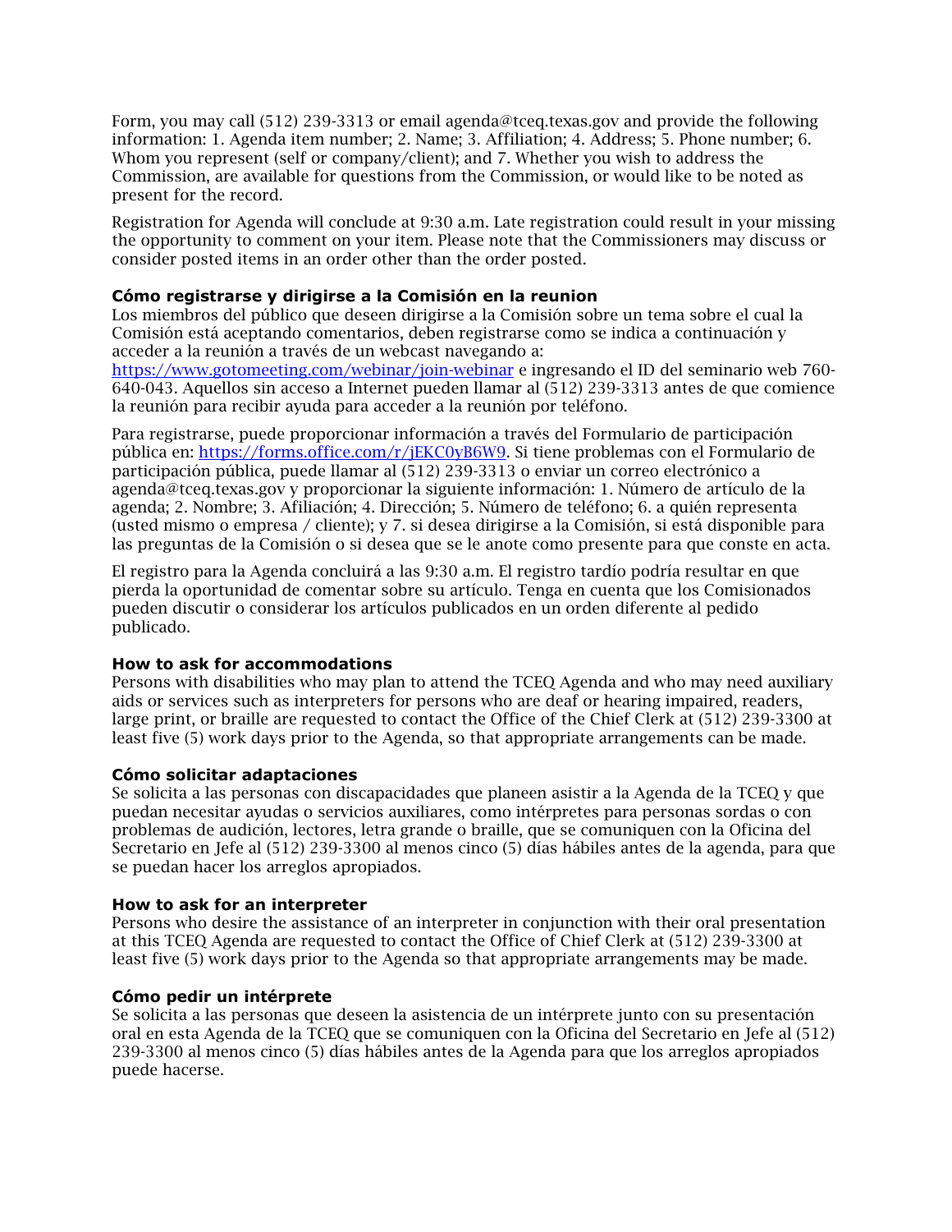Form, you may call (512) 239-3313 or email agenda@tceq.texas.gov and provide the following information: 1. Agenda item number; 2. Name; 3. Affiliation; 4. Address; 5. Phone number; 6. Whom you represent (self or company/client); and 7. Whether you wish to address the Commission, are available for questions from the Commission, or would like to be noted as present for the record.

Registration for Agenda will conclude at 9:30 a.m. Late registration could result in your missing the opportunity to comment on your item. Please note that the Commissioners may discuss or consider posted items in an order other than the order posted.

**Cómo registrarse y dirigirse a la Comisión en la reunion**
Los miembros del público que deseen dirigirse a la Comisión sobre un tema sobre el cual la Comisión está aceptando comentarios, deben registrarse como se indica a continuación y acceder a la reunión a través de un webcast navegando a:
https://www.gotomeeting.com/webinar/join-webinar e ingresando el ID del seminario web 760-640-043. Aquellos sin acceso a Internet pueden llamar al (512) 239-3313 antes de que comience la reunión para recibir ayuda para acceder a la reunión por teléfono.

Para registrarse, puede proporcionar información a través del Formulario de participación pública en: https://forms.office.com/r/jEKC0yB6W9. Si tiene problemas con el Formulario de participación pública, puede llamar al (512) 239-3313 o enviar un correo electrónico a agenda@tceq.texas.gov y proporcionar la siguiente información: 1. Número de artículo de la agenda; 2. Nombre; 3. Afiliación; 4. Dirección; 5. Número de teléfono; 6. a quién representa (usted mismo o empresa / cliente); y 7. si desea dirigirse a la Comisión, si está disponible para las preguntas de la Comisión o si desea que se le anote como presente para que conste en acta.

El registro para la Agenda concluirá a las 9:30 a.m. El registro tardío podría resultar en que pierda la oportunidad de comentar sobre su artículo. Tenga en cuenta que los Comisionados pueden discutir o considerar los artículos publicados en un orden diferente al pedido publicado.

**How to ask for accommodations**
Persons with disabilities who may plan to attend the TCEQ Agenda and who may need auxiliary aids or services such as interpreters for persons who are deaf or hearing impaired, readers, large print, or braille are requested to contact the Office of the Chief Clerk at (512) 239-3300 at least five (5) work days prior to the Agenda, so that appropriate arrangements can be made.

**Cómo solicitar adaptaciones**
Se solicita a las personas con discapacidades que planeen asistir a la Agenda de la TCEQ y que puedan necesitar ayudas o servicios auxiliares, como intérpretes para personas sordas o con problemas de audición, lectores, letra grande o braille, que se comuniquen con la Oficina del Secretario en Jefe al (512) 239-3300 al menos cinco (5) días hábiles antes de la agenda, para que se puedan hacer los arreglos apropiados.

**How to ask for an interpreter**
Persons who desire the assistance of an interpreter in conjunction with their oral presentation at this TCEQ Agenda are requested to contact the Office of Chief Clerk at (512) 239-3300 at least five (5) work days prior to the Agenda so that appropriate arrangements may be made.

**Cómo pedir un intérprete**
Se solicita a las personas que deseen la asistencia de un intérprete junto con su presentación oral en esta Agenda de la TCEQ que se comuniquen con la Oficina del Secretario en Jefe al (512) 239-3300 al menos cinco (5) días hábiles antes de la Agenda para que los arreglos apropiados puede hacerse.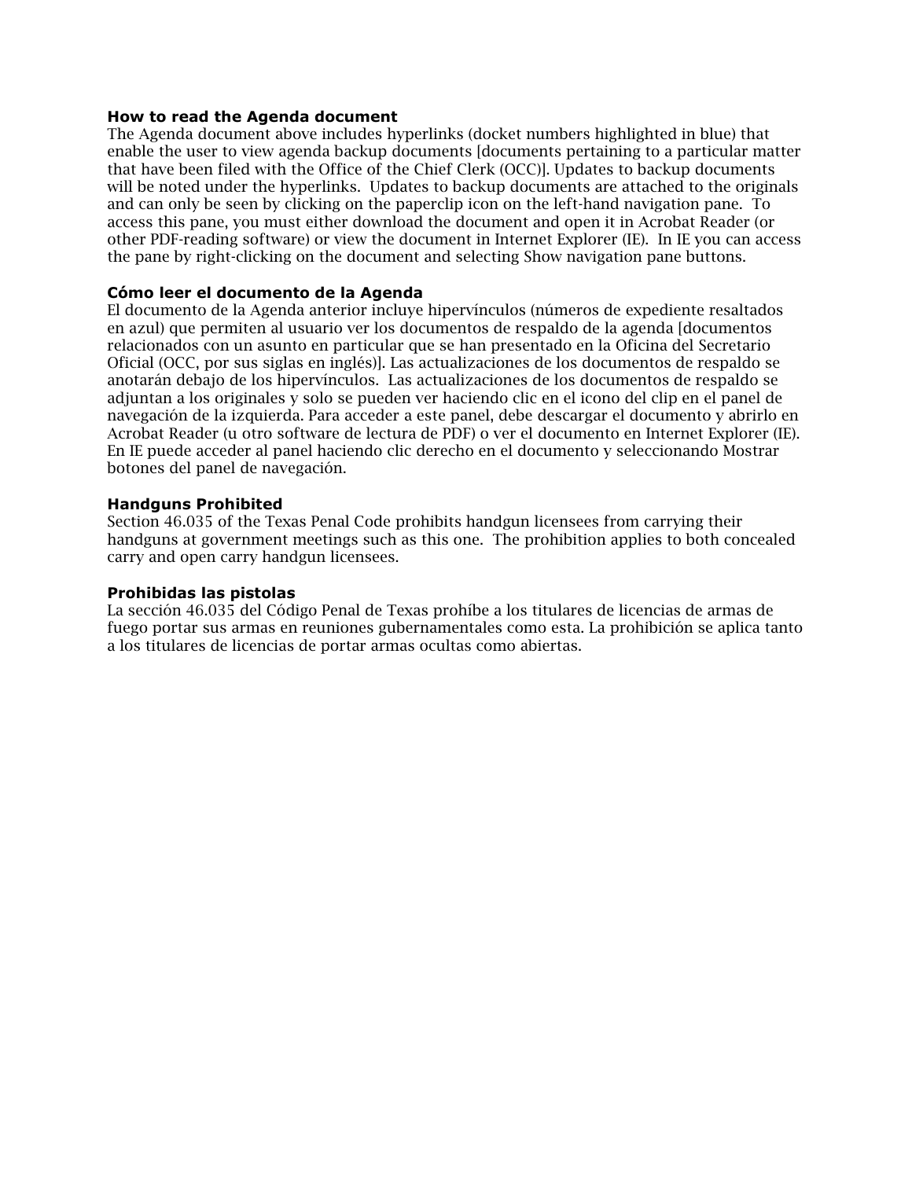**How to read the Agenda document**
The Agenda document above includes hyperlinks (docket numbers highlighted in blue) that enable the user to view agenda backup documents [documents pertaining to a particular matter that have been filed with the Office of the Chief Clerk (OCC)]. Updates to backup documents will be noted under the hyperlinks. Updates to backup documents are attached to the originals and can only be seen by clicking on the paperclip icon on the left-hand navigation pane. To access this pane, you must either download the document and open it in Acrobat Reader (or other PDF-reading software) or view the document in Internet Explorer (IE). In IE you can access the pane by right-clicking on the document and selecting Show navigation pane buttons.

**Cómo leer el documento de la Agenda**
El documento de la Agenda anterior incluye hipervínculos (números de expediente resaltados en azul) que permiten al usuario ver los documentos de respaldo de la agenda [documentos relacionados con un asunto en particular que se han presentado en la Oficina del Secretario Oficial (OCC, por sus siglas en inglés)]. Las actualizaciones de los documentos de respaldo se anotarán debajo de los hipervínculos. Las actualizaciones de los documentos de respaldo se adjuntan a los originales y solo se pueden ver haciendo clic en el icono del clip en el panel de navegación de la izquierda. Para acceder a este panel, debe descargar el documento y abrirlo en Acrobat Reader (u otro software de lectura de PDF) o ver el documento en Internet Explorer (IE). En IE puede acceder al panel haciendo clic derecho en el documento y seleccionando Mostrar botones del panel de navegación.

**Handguns Prohibited**
Section 46.035 of the Texas Penal Code prohibits handgun licensees from carrying their handguns at government meetings such as this one. The prohibition applies to both concealed carry and open carry handgun licensees.

**Prohibidas las pistolas**
La sección 46.035 del Código Penal de Texas prohíbe a los titulares de licencias de armas de fuego portar sus armas en reuniones gubernamentales como esta. La prohibición se aplica tanto a los titulares de licencias de portar armas ocultas como abiertas.